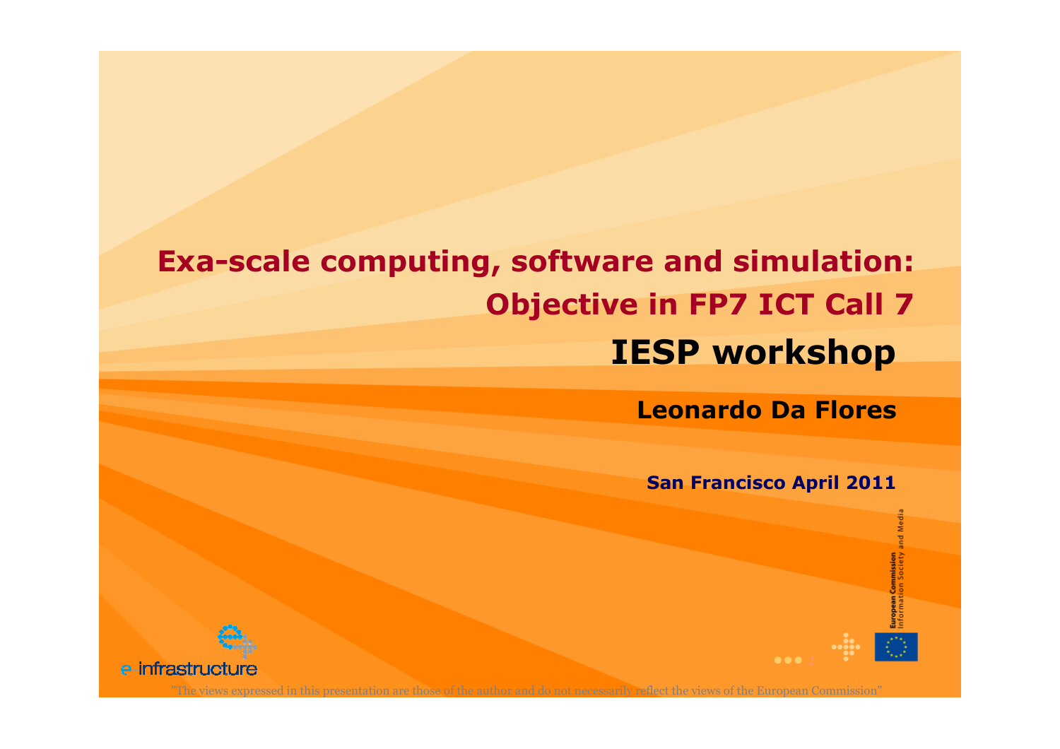# Exa-scale computing, software and simulation: Objective in FP7 ICT Call 7

## IESP workshop

**Leonardo Da Flores**

**San Francisco April 2011**

European Commission
Information Society and Media

e infrastructure

"The views expressed in this presentation are those of the author and do not necessarily reflect the views of the European Commission"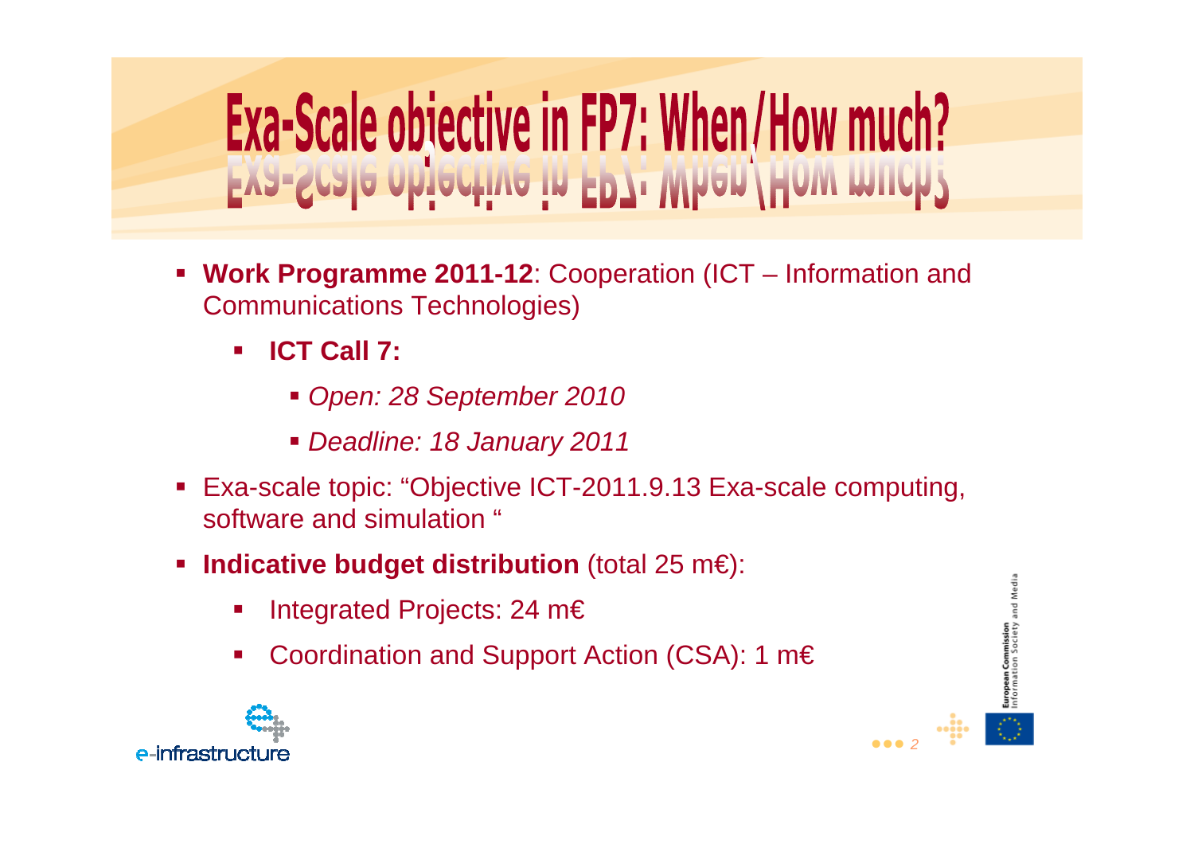# Exa-Scale objective in FP7: When/How much?

- **Work Programme 2011-12**: Cooperation (ICT – Information and Communications Technologies)
  - **ICT Call 7:**
    - *Open: 28 September 2010*
    - *Deadline: 18 January 2011*
- Exa-scale topic: "Objective ICT-2011.9.13 Exa-scale computing, software and simulation "
- **Indicative budget distribution** (total 25 m€):
  - Integrated Projects: 24 m€
  - Coordination and Support Action (CSA): 1 m€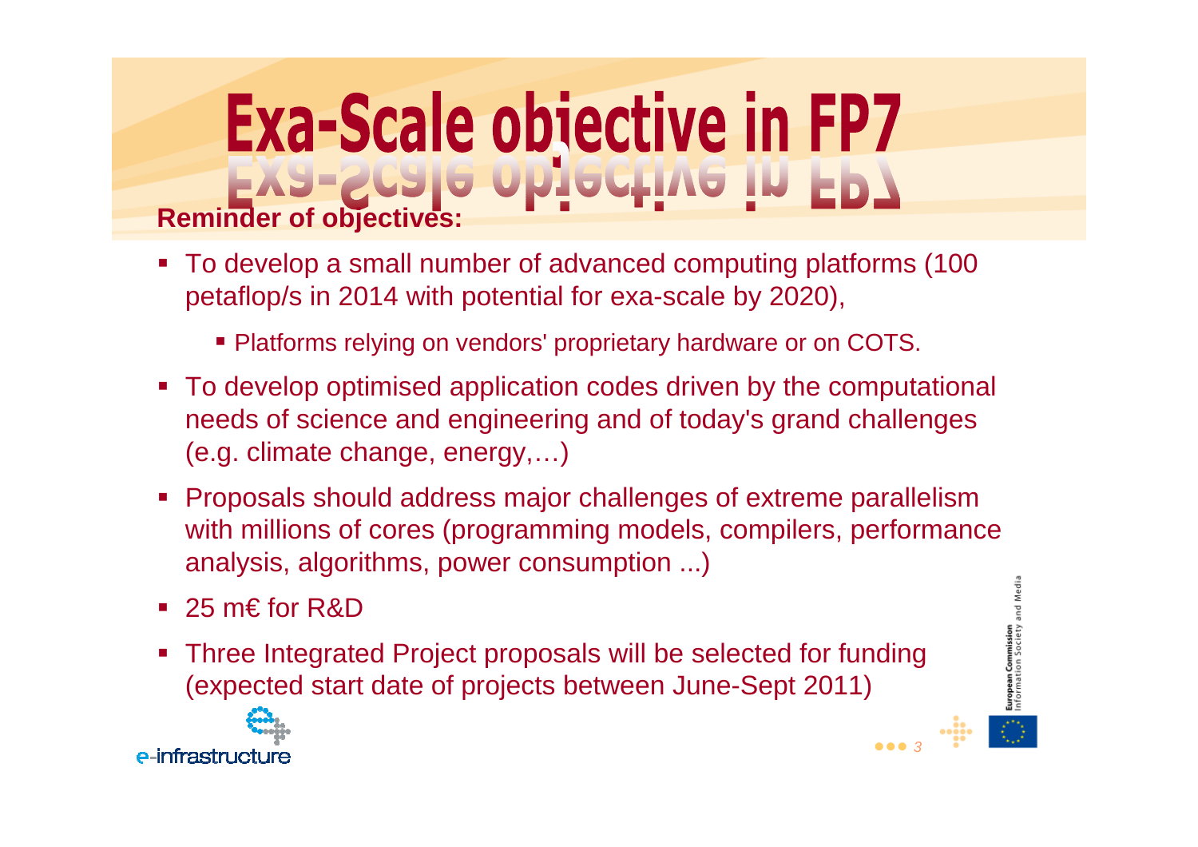# Exa-Scale objective in FP7

**Reminder of objectives:**

- To develop a small number of advanced computing platforms (100 petaflop/s in 2014 with potential for exa-scale by 2020),
  - Platforms relying on vendors' proprietary hardware or on COTS.
- To develop optimised application codes driven by the computational needs of science and engineering and of today's grand challenges (e.g. climate change, energy,…)
- Proposals should address major challenges of extreme parallelism with millions of cores (programming models, compilers, performance analysis, algorithms, power consumption ...)
- 25 m€ for R&D
- Three Integrated Project proposals will be selected for funding (expected start date of projects between June-Sept 2011)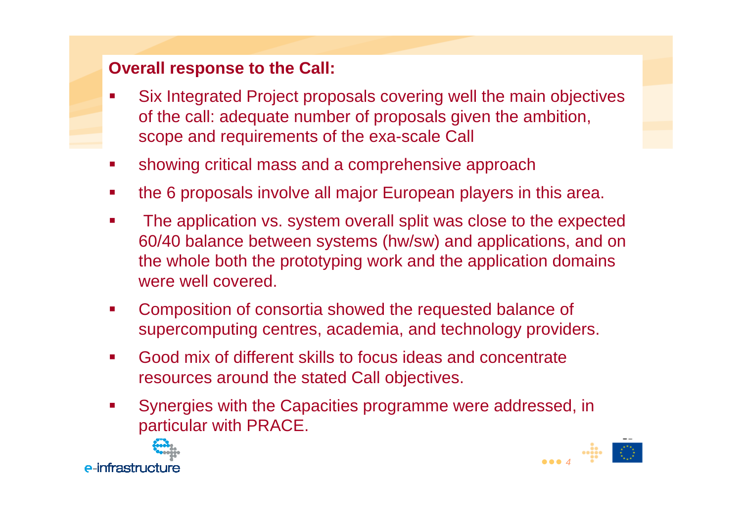**Overall response to the Call:**

- Six Integrated Project proposals covering well the main objectives of the call: adequate number of proposals given the ambition, scope and requirements of the exa-scale Call
- showing critical mass and a comprehensive approach
- the 6 proposals involve all major European players in this area.
- The application vs. system overall split was close to the expected 60/40 balance between systems (hw/sw) and applications, and on the whole both the prototyping work and the application domains were well covered.
- Composition of consortia showed the requested balance of supercomputing centres, academia, and technology providers.
- Good mix of different skills to focus ideas and concentrate resources around the stated Call objectives.
- Synergies with the Capacities programme were addressed, in particular with PRACE.

e-infrastructure